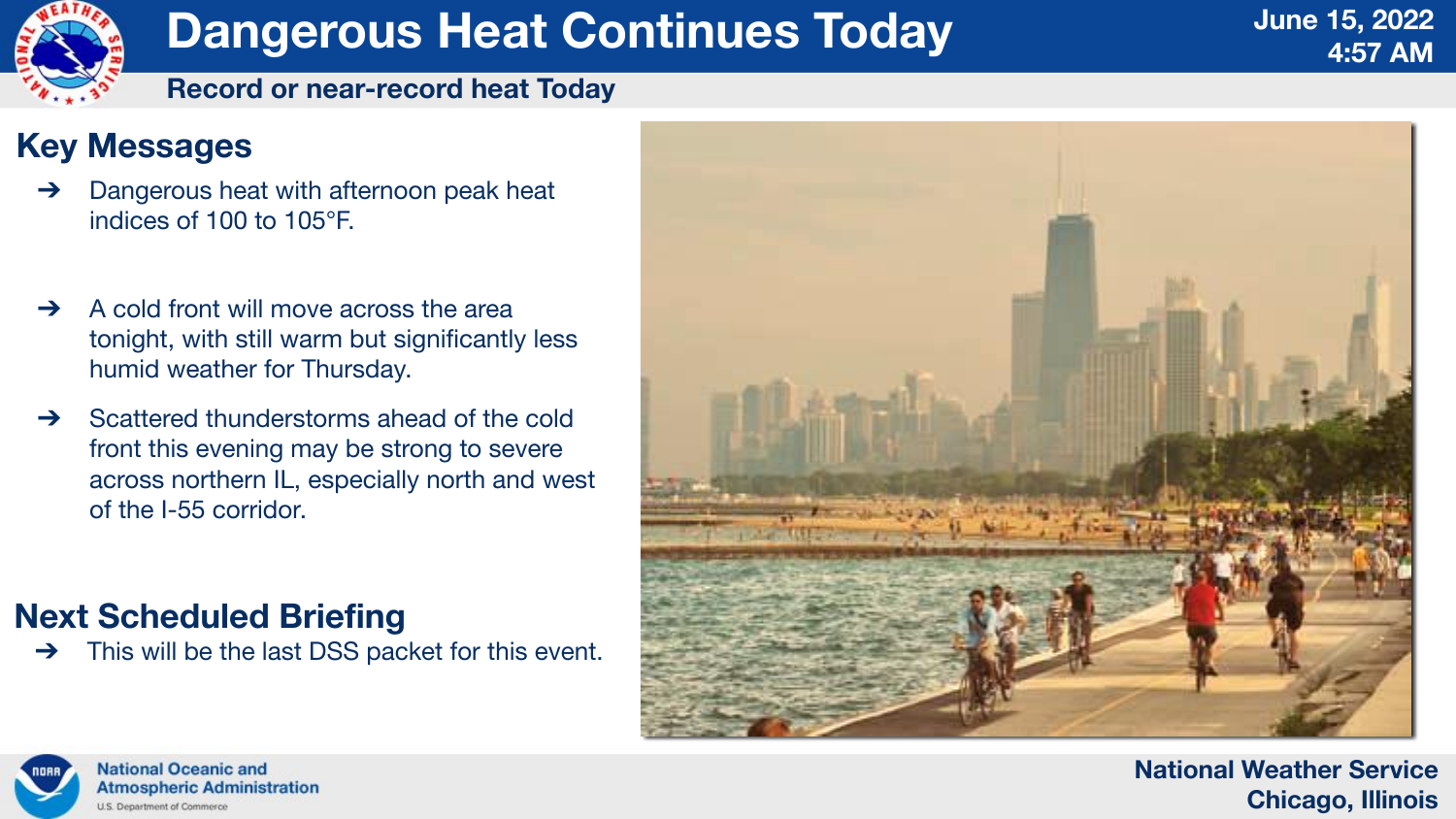# Dangerous Heat Continues Today

June 15, 2022
4:57 AM

**Record or near-record heat Today**

## Key Messages

- Dangerous heat with afternoon peak heat indices of 100 to 105°F.
- A cold front will move across the area tonight, with still warm but significantly less humid weather for Thursday.
- Scattered thunderstorms ahead of the cold front this evening may be strong to severe across northern IL, especially north and west of the I-55 corridor.

## Next Scheduled Briefing

- This will be the last DSS packet for this event.

National Oceanic and Atmospheric Administration
U.S. Department of Commerce

National Weather Service
Chicago, Illinois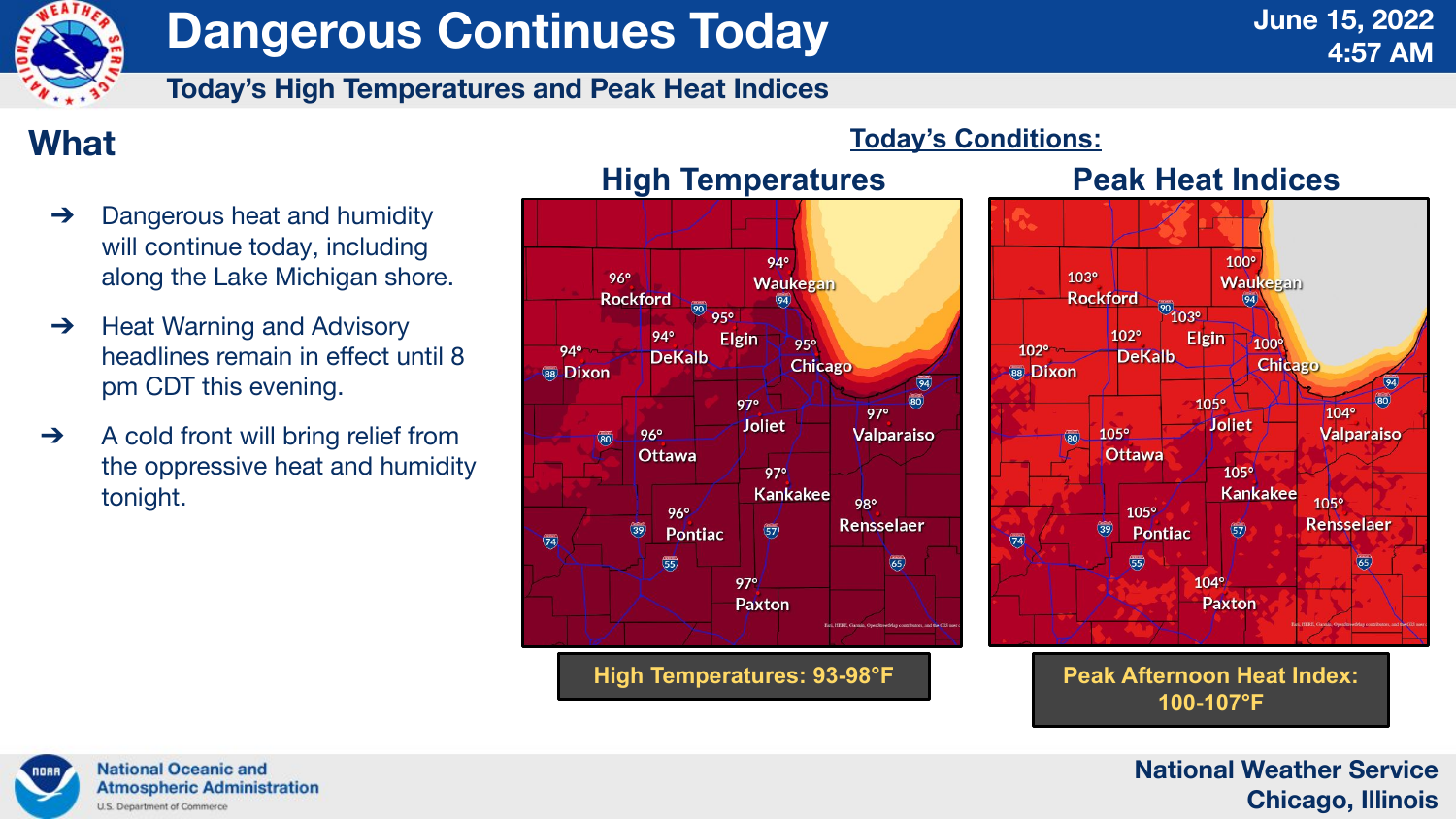# Dangerous Continues Today

**June 15, 2022**
**4:57 AM**

## Today's High Temperatures and Peak Heat Indices

## What

- Dangerous heat and humidity will continue today, including along the Lake Michigan shore.
- Heat Warning and Advisory headlines remain in effect until 8 pm CDT this evening.
- A cold front will bring relief from the oppressive heat and humidity tonight.

**Today's Conditions:**

### High Temperatures

| Location | High Temperature |
| --- | --- |
| Rockford | 96° |
| Waukegan | 94° |
| Elgin | 95° |
| DeKalb | 94° |
| Dixon | 94° |
| Chicago | 95° |
| Joliet | 97° |
| Valparaiso | 97° |
| Ottawa | 96° |
| Kankakee | 97° |
| Rensselaer | 98° |
| Pontiac | 96° |
| Paxton | 97° |

**High Temperatures: 93-98°F**

### Peak Heat Indices

| Location | Peak Heat Index |
| --- | --- |
| Rockford | 103° |
| Waukegan | 100° |
| Elgin | 103° |
| DeKalb | 102° |
| Dixon | 102° |
| Chicago | 100° |
| Joliet | 105° |
| Valparaiso | 104° |
| Ottawa | 105° |
| Kankakee | 105° |
| Rensselaer | 105° |
| Pontiac | 105° |
| Paxton | 104° |

**Peak Afternoon Heat Index: 100-107°F**

National Oceanic and Atmospheric Administration
U.S. Department of Commerce

National Weather Service
Chicago, Illinois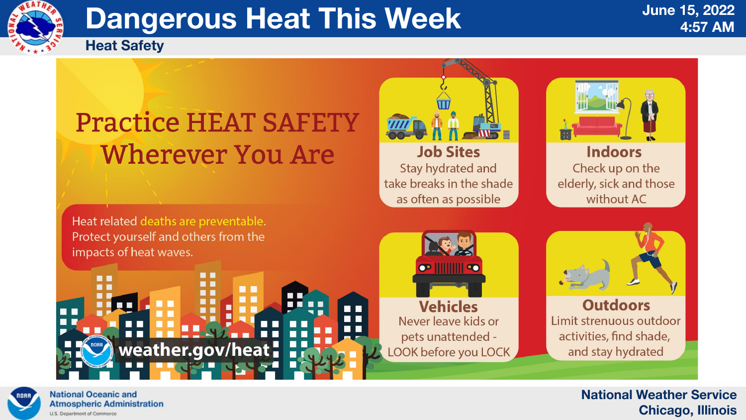# Dangerous Heat This Week

## Heat Safety

June 15, 2022
4:57 AM

## Practice HEAT SAFETY Wherever You Are

Heat related deaths are preventable. Protect yourself and others from the impacts of heat waves.

weather.gov/heat

### Job Sites

Stay hydrated and take breaks in the shade as often as possible

### Indoors

Check up on the elderly, sick and those without AC

### Vehicles

Never leave kids or pets unattended - LOOK before you LOCK

### Outdoors

Limit strenuous outdoor activities, find shade, and stay hydrated

National Oceanic and Atmospheric Administration
U.S. Department of Commerce

National Weather Service
Chicago, Illinois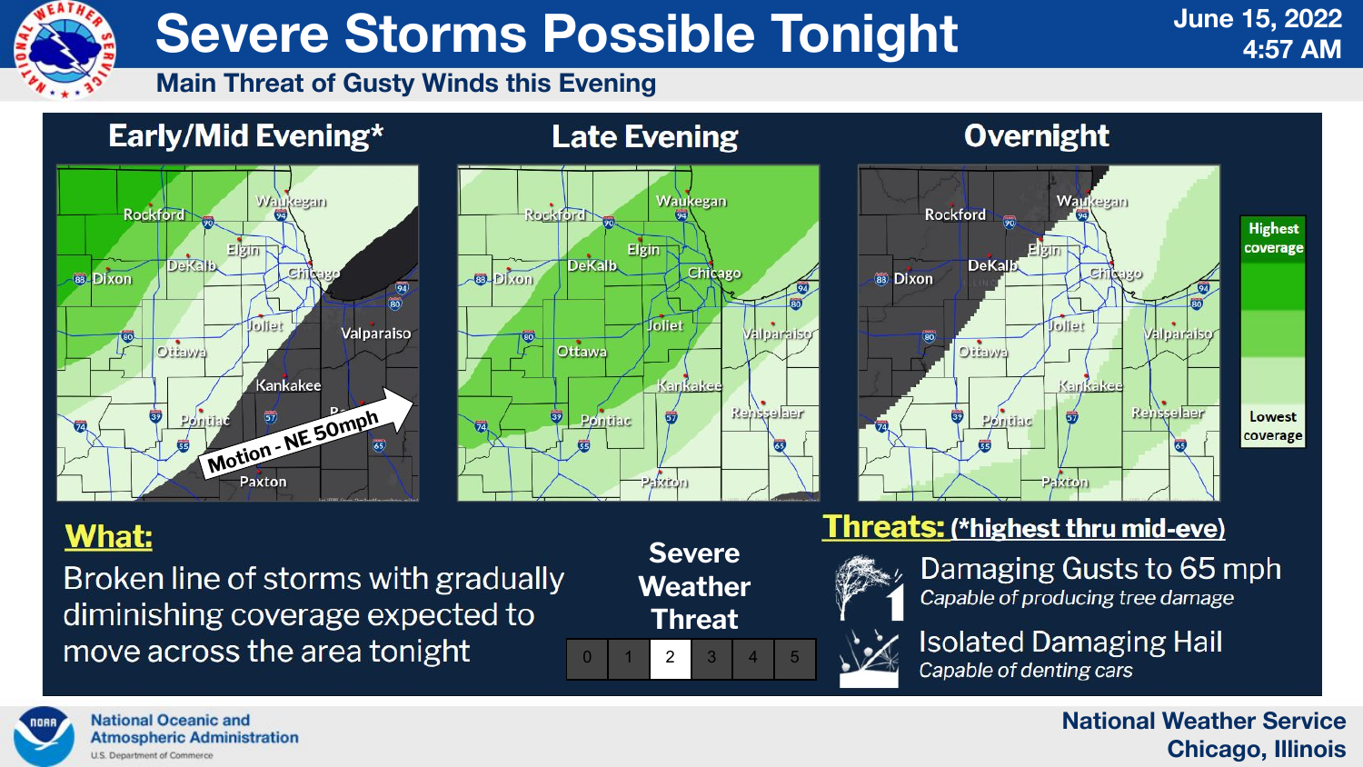# Severe Storms Possible Tonight

June 15, 2022
4:57 AM

## Main Threat of Gusty Winds this Evening

### Early/Mid Evening*

Motion - NE 50mph

### Late Evening

### Overnight

Highest coverage

Lowest coverage

**What:**

Broken line of storms with gradually diminishing coverage expected to move across the area tonight

**Severe Weather Threat**

| 0 | 1 | 2 | 3 | 4 | 5 |
|---|---|---|---|---|---|

**Threats:** (*highest thru mid-eve)

Damaging Gusts to 65 mph
*Capable of producing tree damage*

Isolated Damaging Hail
*Capable of denting cars*

National Oceanic and Atmospheric Administration
U.S. Department of Commerce

National Weather Service
Chicago, Illinois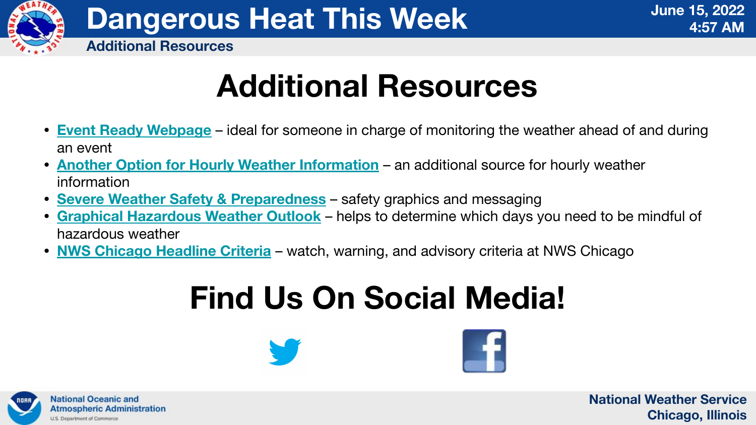# Dangerous Heat This Week

June 15, 2022
4:57 AM

Additional Resources

## Additional Resources

- Event Ready Webpage – ideal for someone in charge of monitoring the weather ahead of and during an event
- Another Option for Hourly Weather Information – an additional source for hourly weather information
- Severe Weather Safety & Preparedness – safety graphics and messaging
- Graphical Hazardous Weather Outlook – helps to determine which days you need to be mindful of hazardous weather
- NWS Chicago Headline Criteria – watch, warning, and advisory criteria at NWS Chicago

## Find Us On Social Media!

National Oceanic and Atmospheric Administration
U.S. Department of Commerce

National Weather Service
Chicago, Illinois